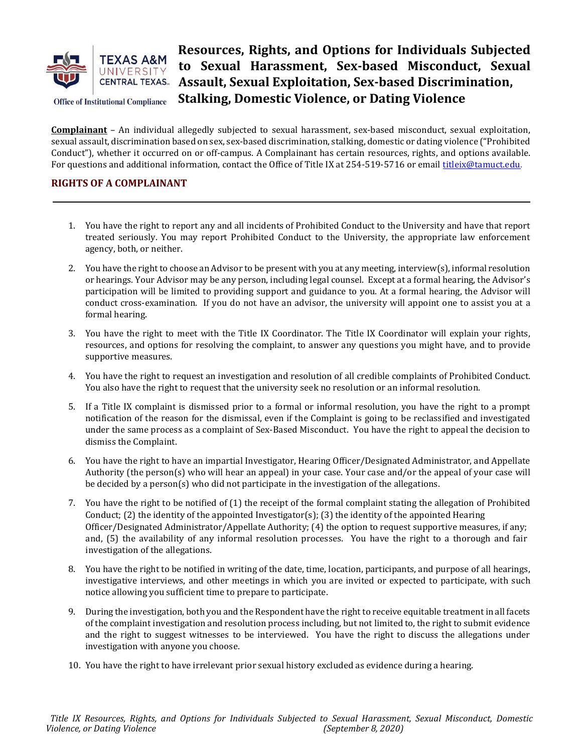Texas A&M University Central Texas

Office of Institutional Compliance

# Resources, Rights, and Options for Individuals Subjected to Sexual Harassment, Sex-based Misconduct, Sexual Assault, Sexual Exploitation, Sex-based Discrimination, Stalking, Domestic Violence, or Dating Violence

**Complainant** – An individual allegedly subjected to sexual harassment, sex-based misconduct, sexual exploitation, sexual assault, discrimination based on sex, sex-based discrimination, stalking, domestic or dating violence ("Prohibited Conduct"), whether it occurred on or off-campus. A Complainant has certain resources, rights, and options available. For questions and additional information, contact the Office of Title IX at 254-519-5716 or email titleix@tamuct.edu.

## RIGHTS OF A COMPLAINANT

1. You have the right to report any and all incidents of Prohibited Conduct to the University and have that report treated seriously. You may report Prohibited Conduct to the University, the appropriate law enforcement agency, both, or neither.

2. You have the right to choose an Advisor to be present with you at any meeting, interview(s), informal resolution or hearings. Your Advisor may be any person, including legal counsel. Except at a formal hearing, the Advisor's participation will be limited to providing support and guidance to you. At a formal hearing, the Advisor will conduct cross-examination. If you do not have an advisor, the university will appoint one to assist you at a formal hearing.

3. You have the right to meet with the Title IX Coordinator. The Title IX Coordinator will explain your rights, resources, and options for resolving the complaint, to answer any questions you might have, and to provide supportive measures.

4. You have the right to request an investigation and resolution of all credible complaints of Prohibited Conduct. You also have the right to request that the university seek no resolution or an informal resolution.

5. If a Title IX complaint is dismissed prior to a formal or informal resolution, you have the right to a prompt notification of the reason for the dismissal, even if the Complaint is going to be reclassified and investigated under the same process as a complaint of Sex-Based Misconduct. You have the right to appeal the decision to dismiss the Complaint.

6. You have the right to have an impartial Investigator, Hearing Officer/Designated Administrator, and Appellate Authority (the person(s) who will hear an appeal) in your case. Your case and/or the appeal of your case will be decided by a person(s) who did not participate in the investigation of the allegations.

7. You have the right to be notified of (1) the receipt of the formal complaint stating the allegation of Prohibited Conduct; (2) the identity of the appointed Investigator(s); (3) the identity of the appointed Hearing Officer/Designated Administrator/Appellate Authority; (4) the option to request supportive measures, if any; and, (5) the availability of any informal resolution processes. You have the right to a thorough and fair investigation of the allegations.

8. You have the right to be notified in writing of the date, time, location, participants, and purpose of all hearings, investigative interviews, and other meetings in which you are invited or expected to participate, with such notice allowing you sufficient time to prepare to participate.

9. During the investigation, both you and the Respondent have the right to receive equitable treatment in all facets of the complaint investigation and resolution process including, but not limited to, the right to submit evidence and the right to suggest witnesses to be interviewed. You have the right to discuss the allegations under investigation with anyone you choose.

10. You have the right to have irrelevant prior sexual history excluded as evidence during a hearing.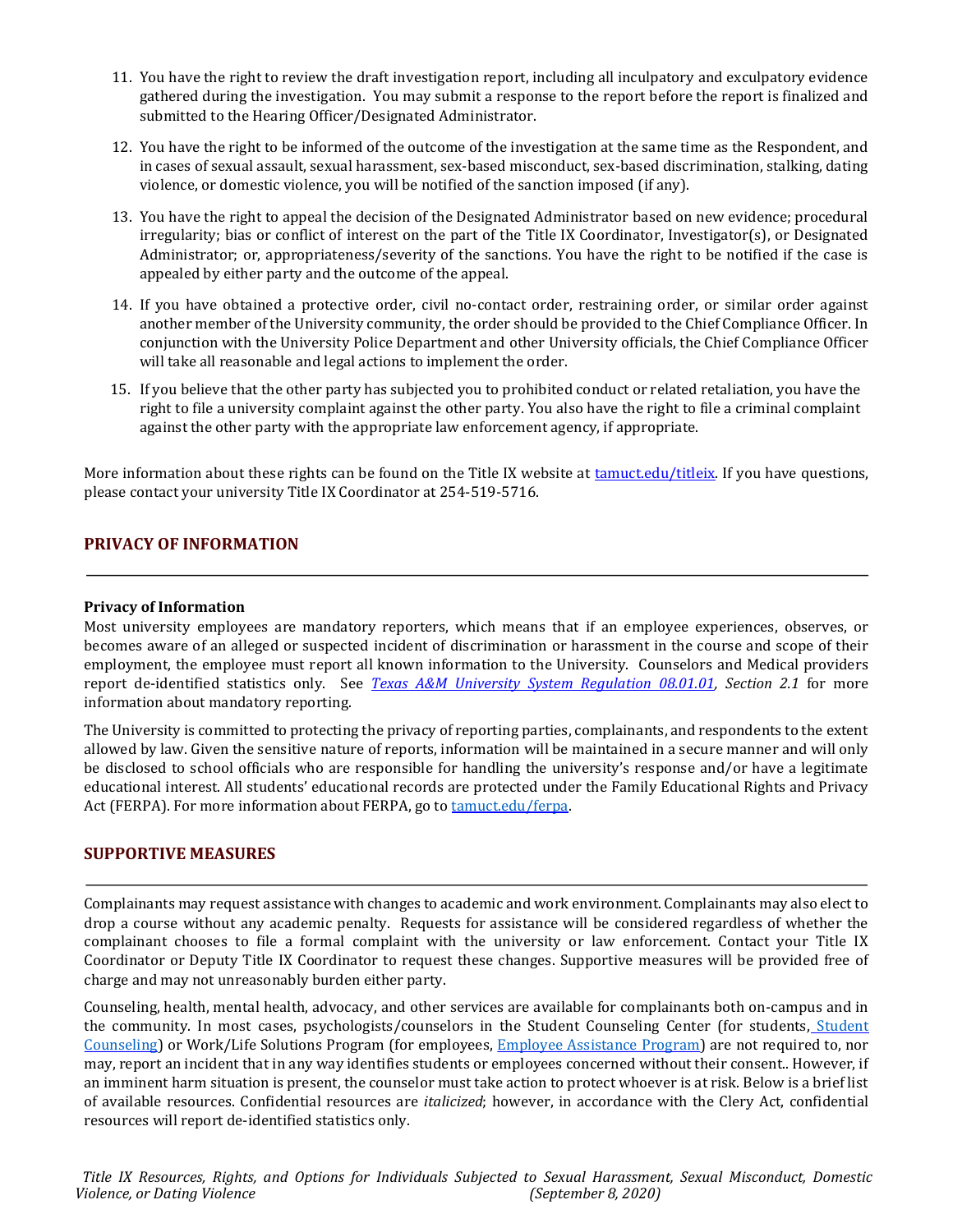11. You have the right to review the draft investigation report, including all inculpatory and exculpatory evidence gathered during the investigation. You may submit a response to the report before the report is finalized and submitted to the Hearing Officer/Designated Administrator.

12. You have the right to be informed of the outcome of the investigation at the same time as the Respondent, and in cases of sexual assault, sexual harassment, sex-based misconduct, sex-based discrimination, stalking, dating violence, or domestic violence, you will be notified of the sanction imposed (if any).

13. You have the right to appeal the decision of the Designated Administrator based on new evidence; procedural irregularity; bias or conflict of interest on the part of the Title IX Coordinator, Investigator(s), or Designated Administrator; or, appropriateness/severity of the sanctions. You have the right to be notified if the case is appealed by either party and the outcome of the appeal.

14. If you have obtained a protective order, civil no-contact order, restraining order, or similar order against another member of the University community, the order should be provided to the Chief Compliance Officer. In conjunction with the University Police Department and other University officials, the Chief Compliance Officer will take all reasonable and legal actions to implement the order.

15. If you believe that the other party has subjected you to prohibited conduct or related retaliation, you have the right to file a university complaint against the other party. You also have the right to file a criminal complaint against the other party with the appropriate law enforcement agency, if appropriate.

More information about these rights can be found on the Title IX website at tamuct.edu/titleix. If you have questions, please contact your university Title IX Coordinator at 254-519-5716.

## PRIVACY OF INFORMATION

**Privacy of Information**

Most university employees are mandatory reporters, which means that if an employee experiences, observes, or becomes aware of an alleged or suspected incident of discrimination or harassment in the course and scope of their employment, the employee must report all known information to the University. Counselors and Medical providers report de-identified statistics only. See *Texas A&M University System Regulation 08.01.01, Section 2.1* for more information about mandatory reporting.

The University is committed to protecting the privacy of reporting parties, complainants, and respondents to the extent allowed by law. Given the sensitive nature of reports, information will be maintained in a secure manner and will only be disclosed to school officials who are responsible for handling the university's response and/or have a legitimate educational interest. All students' educational records are protected under the Family Educational Rights and Privacy Act (FERPA). For more information about FERPA, go to tamuct.edu/ferpa.

## SUPPORTIVE MEASURES

Complainants may request assistance with changes to academic and work environment. Complainants may also elect to drop a course without any academic penalty. Requests for assistance will be considered regardless of whether the complainant chooses to file a formal complaint with the university or law enforcement. Contact your Title IX Coordinator or Deputy Title IX Coordinator to request these changes. Supportive measures will be provided free of charge and may not unreasonably burden either party.

Counseling, health, mental health, advocacy, and other services are available for complainants both on-campus and in the community. In most cases, psychologists/counselors in the Student Counseling Center (for students, Student Counseling) or Work/Life Solutions Program (for employees, Employee Assistance Program) are not required to, nor may, report an incident that in any way identifies students or employees concerned without their consent.. However, if an imminent harm situation is present, the counselor must take action to protect whoever is at risk. Below is a brief list of available resources. Confidential resources are *italicized*; however, in accordance with the Clery Act, confidential resources will report de-identified statistics only.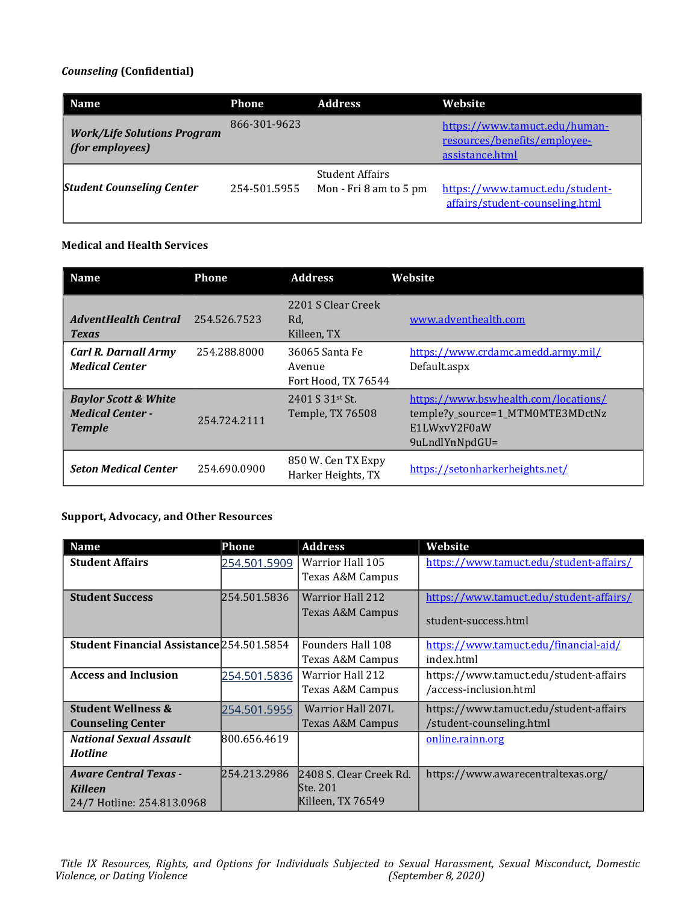***Counseling*** **(Confidential)**

| Name | Phone | Address | Website |
|---|---|---|---|
| ***Work/Life Solutions Program (for employees)*** | 866-301-9623 | | https://www.tamuct.edu/human-resources/benefits/employee-assistance.html |
| ***Student Counseling Center*** | 254-501.5955 | Student Affairs Mon - Fri 8 am to 5 pm | https://www.tamuct.edu/student-affairs/student-counseling.html |

**Medical and Health Services**

| Name | Phone | Address | Website |
|---|---|---|---|
| ***AdventHealth Central Texas*** | 254.526.7523 | 2201 S Clear Creek Rd, Killeen, TX | www.adventhealth.com |
| ***Carl R. Darnall Army Medical Center*** | 254.288.8000 | 36065 Santa Fe Avenue Fort Hood, TX 76544 | https://www.crdamc.amedd.army.mil/Default.aspx |
| ***Baylor Scott & White Medical Center - Temple*** | 254.724.2111 | 2401 S 31st St. Temple, TX 76508 | https://www.bswhealth.com/locations/temple?y_source=1_MTM0MTE3MDctNzE1LWxvY2F0aW9uLndlYnNpdGU= |
| ***Seton Medical Center*** | 254.690.0900 | 850 W. Cen TX Expy Harker Heights, TX | https://setonharkerheights.net/ |

**Support, Advocacy, and Other Resources**

| Name | Phone | Address | Website |
|---|---|---|---|
| **Student Affairs** | 254.501.5909 | Warrior Hall 105 Texas A&M Campus | https://www.tamuct.edu/student-affairs/ |
| **Student Success** | 254.501.5836 | Warrior Hall 212 Texas A&M Campus | https://www.tamuct.edu/student-affairs/student-success.html |
| **Student Financial Assistance** | 254.501.5854 | Founders Hall 108 Texas A&M Campus | https://www.tamuct.edu/financial-aid/index.html |
| **Access and Inclusion** | 254.501.5836 | Warrior Hall 212 Texas A&M Campus | https://www.tamuct.edu/student-affairs/access-inclusion.html |
| **Student Wellness & Counseling Center** | 254.501.5955 | Warrior Hall 207L Texas A&M Campus | https://www.tamuct.edu/student-affairs/student-counseling.html |
| ***National Sexual Assault Hotline*** | 800.656.4619 | | online.rainn.org |
| ***Aware Central Texas - Killeen*** 24/7 Hotline: 254.813.0968 | 254.213.2986 | 2408 S. Clear Creek Rd. Ste. 201 Killeen, TX 76549 | https://www.awarecentraltexas.org/ |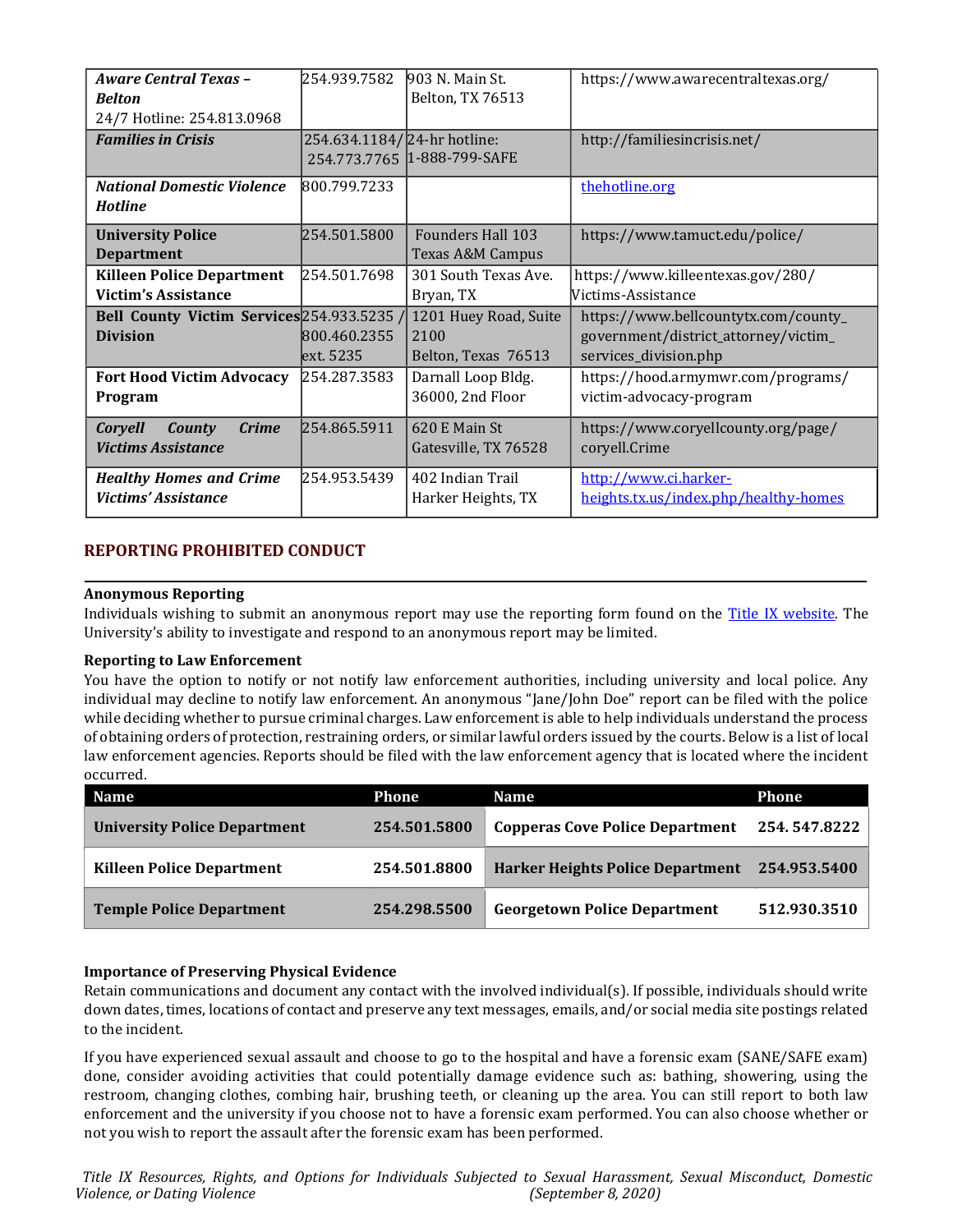| | | | |
|---|---|---|---|
| ***Aware Central Texas – Belton*** 24/7 Hotline: 254.813.0968 | 254.939.7582 | 903 N. Main St. Belton, TX 76513 | https://www.awarecentraltexas.org/ |
| ***Families in Crisis*** | 254.634.1184/ 254.773.7765 | 24-hr hotline: 1-888-799-SAFE | http://familiesincrisis.net/ |
| ***National Domestic Violence Hotline*** | 800.799.7233 | | [thehotline.org](thehotline.org) |
| **University Police Department** | 254.501.5800 | Founders Hall 103 Texas A&M Campus | https://www.tamuct.edu/police/ |
| **Killeen Police Department Victim's Assistance** | 254.501.7698 | 301 South Texas Ave. Bryan, TX | https://www.killeentexas.gov/280/Victims-Assistance |
| **Bell County Victim Services Division** | 254.933.5235 / 800.460.2355 ext. 5235 | 1201 Huey Road, Suite 2100 Belton, Texas 76513 | https://www.bellcountytx.com/county_government/district_attorney/victim_services_division.php |
| **Fort Hood Victim Advocacy Program** | 254.287.3583 | Darnall Loop Bldg. 36000, 2nd Floor | https://hood.armymwr.com/programs/victim-advocacy-program |
| ***Coryell County Crime Victims Assistance*** | 254.865.5911 | 620 E Main St Gatesville, TX 76528 | https://www.coryellcounty.org/page/coryell.Crime |
| ***Healthy Homes and Crime Victims' Assistance*** | 254.953.5439 | 402 Indian Trail Harker Heights, TX | [http://www.ci.harker-heights.tx.us/index.php/healthy-homes](http://www.ci.harker-heights.tx.us/index.php/healthy-homes) |

## REPORTING PROHIBITED CONDUCT

**Anonymous Reporting**
Individuals wishing to submit an anonymous report may use the reporting form found on the Title IX website. The University's ability to investigate and respond to an anonymous report may be limited.

**Reporting to Law Enforcement**
You have the option to notify or not notify law enforcement authorities, including university and local police. Any individual may decline to notify law enforcement. An anonymous "Jane/John Doe" report can be filed with the police while deciding whether to pursue criminal charges. Law enforcement is able to help individuals understand the process of obtaining orders of protection, restraining orders, or similar lawful orders issued by the courts. Below is a list of local law enforcement agencies. Reports should be filed with the law enforcement agency that is located where the incident occurred.

| Name | Phone | Name | Phone |
|---|---|---|---|
| **University Police Department** | **254.501.5800** | **Copperas Cove Police Department** | **254. 547.8222** |
| **Killeen Police Department** | **254.501.8800** | **Harker Heights Police Department** | **254.953.5400** |
| **Temple Police Department** | **254.298.5500** | **Georgetown Police Department** | **512.930.3510** |

**Importance of Preserving Physical Evidence**
Retain communications and document any contact with the involved individual(s). If possible, individuals should write down dates, times, locations of contact and preserve any text messages, emails, and/or social media site postings related to the incident.

If you have experienced sexual assault and choose to go to the hospital and have a forensic exam (SANE/SAFE exam) done, consider avoiding activities that could potentially damage evidence such as: bathing, showering, using the restroom, changing clothes, combing hair, brushing teeth, or cleaning up the area. You can still report to both law enforcement and the university if you choose not to have a forensic exam performed. You can also choose whether or not you wish to report the assault after the forensic exam has been performed.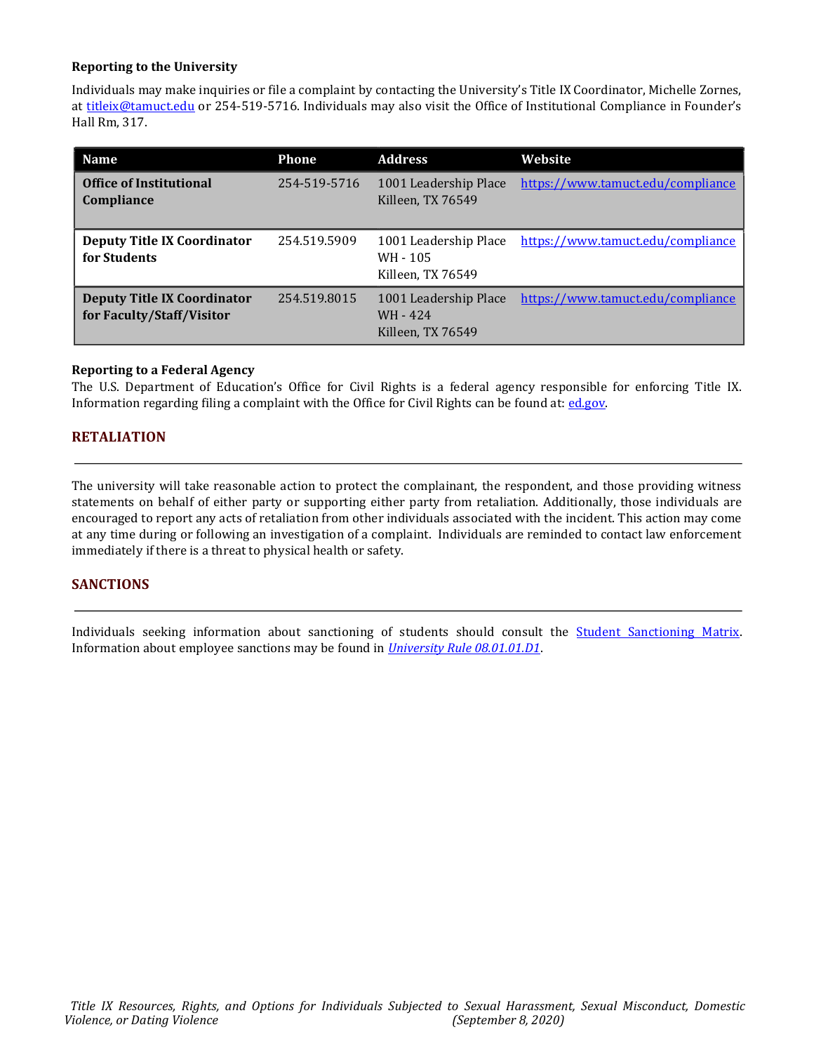**Reporting to the University**

Individuals may make inquiries or file a complaint by contacting the University's Title IX Coordinator, Michelle Zornes, at titleix@tamuct.edu or 254-519-5716. Individuals may also visit the Office of Institutional Compliance in Founder's Hall Rm, 317.

| Name | Phone | Address | Website |
|---|---|---|---|
| **Office of Institutional Compliance** | 254-519-5716 | 1001 Leadership Place<br>Killeen, TX 76549 | https://www.tamuct.edu/compliance |
| **Deputy Title IX Coordinator for Students** | 254.519.5909 | 1001 Leadership Place<br>WH - 105<br>Killeen, TX 76549 | https://www.tamuct.edu/compliance |
| **Deputy Title IX Coordinator for Faculty/Staff/Visitor** | 254.519.8015 | 1001 Leadership Place<br>WH - 424<br>Killeen, TX 76549 | https://www.tamuct.edu/compliance |

**Reporting to a Federal Agency**

The U.S. Department of Education's Office for Civil Rights is a federal agency responsible for enforcing Title IX. Information regarding filing a complaint with the Office for Civil Rights can be found at: ed.gov.

## RETALIATION

The university will take reasonable action to protect the complainant, the respondent, and those providing witness statements on behalf of either party or supporting either party from retaliation. Additionally, those individuals are encouraged to report any acts of retaliation from other individuals associated with the incident. This action may come at any time during or following an investigation of a complaint. Individuals are reminded to contact law enforcement immediately if there is a threat to physical health or safety.

## SANCTIONS

Individuals seeking information about sanctioning of students should consult the Student Sanctioning Matrix. Information about employee sanctions may be found in *University Rule 08.01.01.D1*.